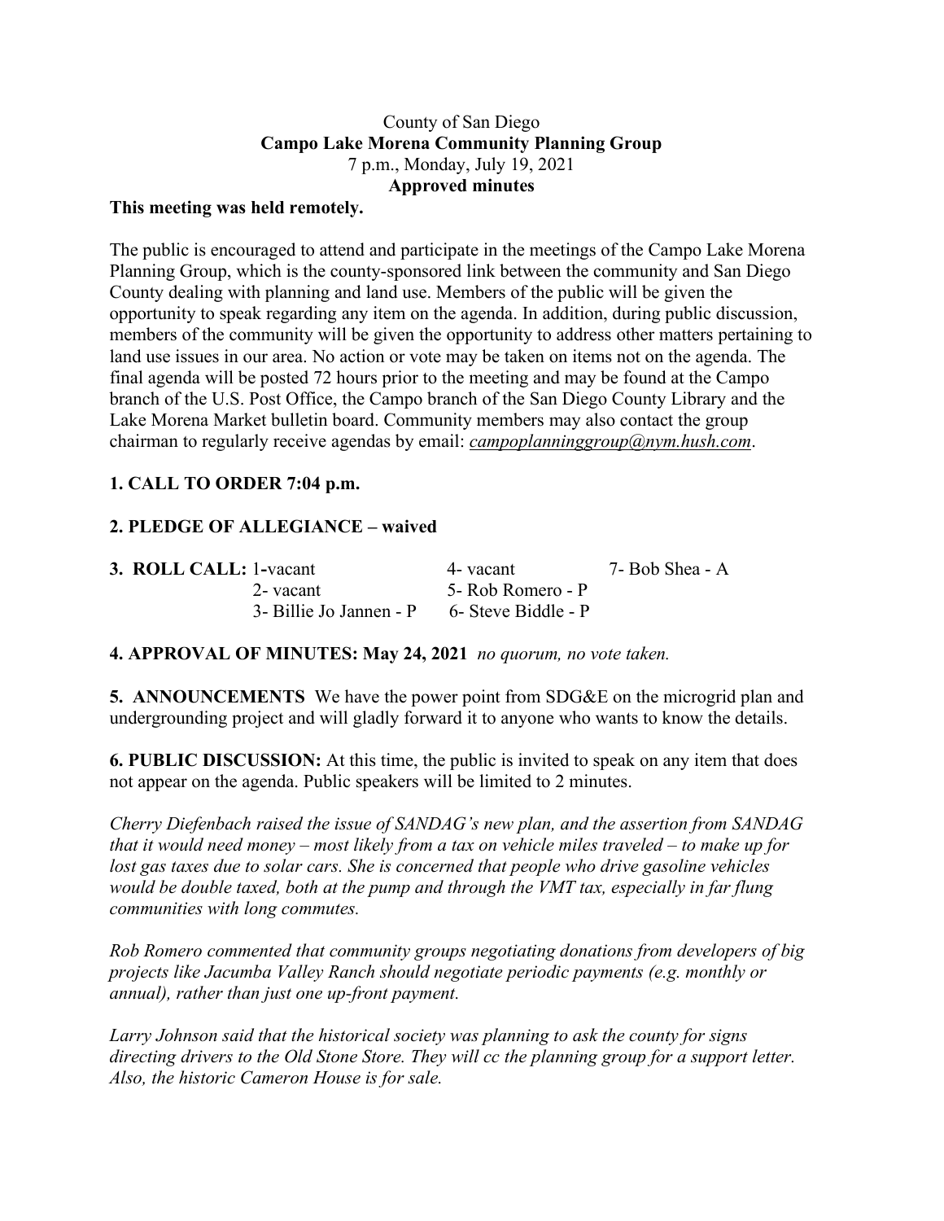County of San Diego

**Campo Lake Morena Community Planning Group**

7 p.m., Monday, July 19, 2021

**Approved minutes**

**This meeting was held remotely.**

The public is encouraged to attend and participate in the meetings of the Campo Lake Morena Planning Group, which is the county-sponsored link between the community and San Diego County dealing with planning and land use. Members of the public will be given the opportunity to speak regarding any item on the agenda. In addition, during public discussion, members of the community will be given the opportunity to address other matters pertaining to land use issues in our area. No action or vote may be taken on items not on the agenda. The final agenda will be posted 72 hours prior to the meeting and may be found at the Campo branch of the U.S. Post Office, the Campo branch of the San Diego County Library and the Lake Morena Market bulletin board. Community members may also contact the group chairman to regularly receive agendas by email: *campoplanninggroup@nym.hush.com*.

**1. CALL TO ORDER 7:04 p.m.**

**2. PLEDGE OF ALLEGIANCE – waived**

**3. ROLL CALL:**

| | | |
|---|---|---|
| 1-vacant | 4- vacant | 7- Bob Shea - A |
| 2- vacant | 5- Rob Romero - P | |
| 3- Billie Jo Jannen - P | 6- Steve Biddle - P | |

**4. APPROVAL OF MINUTES: May 24, 2021** *no quorum, no vote taken.*

**5. ANNOUNCEMENTS** We have the power point from SDG&E on the microgrid plan and undergrounding project and will gladly forward it to anyone who wants to know the details.

**6. PUBLIC DISCUSSION:** At this time, the public is invited to speak on any item that does not appear on the agenda. Public speakers will be limited to 2 minutes.

*Cherry Diefenbach raised the issue of SANDAG's new plan, and the assertion from SANDAG that it would need money – most likely from a tax on vehicle miles traveled – to make up for lost gas taxes due to solar cars. She is concerned that people who drive gasoline vehicles would be double taxed, both at the pump and through the VMT tax, especially in far flung communities with long commutes.*

*Rob Romero commented that community groups negotiating donations from developers of big projects like Jacumba Valley Ranch should negotiate periodic payments (e.g. monthly or annual), rather than just one up-front payment.*

*Larry Johnson said that the historical society was planning to ask the county for signs directing drivers to the Old Stone Store. They will cc the planning group for a support letter. Also, the historic Cameron House is for sale.*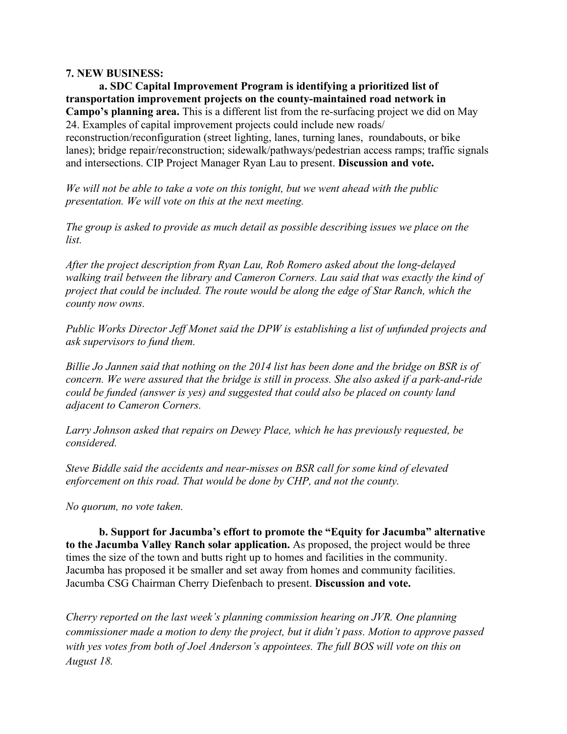**7. NEW BUSINESS:**

**a. SDC Capital Improvement Program is identifying a prioritized list of transportation improvement projects on the county-maintained road network in Campo's planning area.** This is a different list from the re-surfacing project we did on May 24. Examples of capital improvement projects could include new roads/ reconstruction/reconfiguration (street lighting, lanes, turning lanes, roundabouts, or bike lanes); bridge repair/reconstruction; sidewalk/pathways/pedestrian access ramps; traffic signals and intersections. CIP Project Manager Ryan Lau to present. **Discussion and vote.**

*We will not be able to take a vote on this tonight, but we went ahead with the public presentation. We will vote on this at the next meeting.*

*The group is asked to provide as much detail as possible describing issues we place on the list.*

*After the project description from Ryan Lau, Rob Romero asked about the long-delayed walking trail between the library and Cameron Corners. Lau said that was exactly the kind of project that could be included. The route would be along the edge of Star Ranch, which the county now owns.*

*Public Works Director Jeff Monet said the DPW is establishing a list of unfunded projects and ask supervisors to fund them.*

*Billie Jo Jannen said that nothing on the 2014 list has been done and the bridge on BSR is of concern. We were assured that the bridge is still in process. She also asked if a park-and-ride could be funded (answer is yes) and suggested that could also be placed on county land adjacent to Cameron Corners.*

*Larry Johnson asked that repairs on Dewey Place, which he has previously requested, be considered.*

*Steve Biddle said the accidents and near-misses on BSR call for some kind of elevated enforcement on this road. That would be done by CHP, and not the county.*

*No quorum, no vote taken.*

**b. Support for Jacumba's effort to promote the "Equity for Jacumba" alternative to the Jacumba Valley Ranch solar application.** As proposed, the project would be three times the size of the town and butts right up to homes and facilities in the community. Jacumba has proposed it be smaller and set away from homes and community facilities. Jacumba CSG Chairman Cherry Diefenbach to present. **Discussion and vote.**

*Cherry reported on the last week's planning commission hearing on JVR. One planning commissioner made a motion to deny the project, but it didn't pass. Motion to approve passed with yes votes from both of Joel Anderson's appointees. The full BOS will vote on this on August 18.*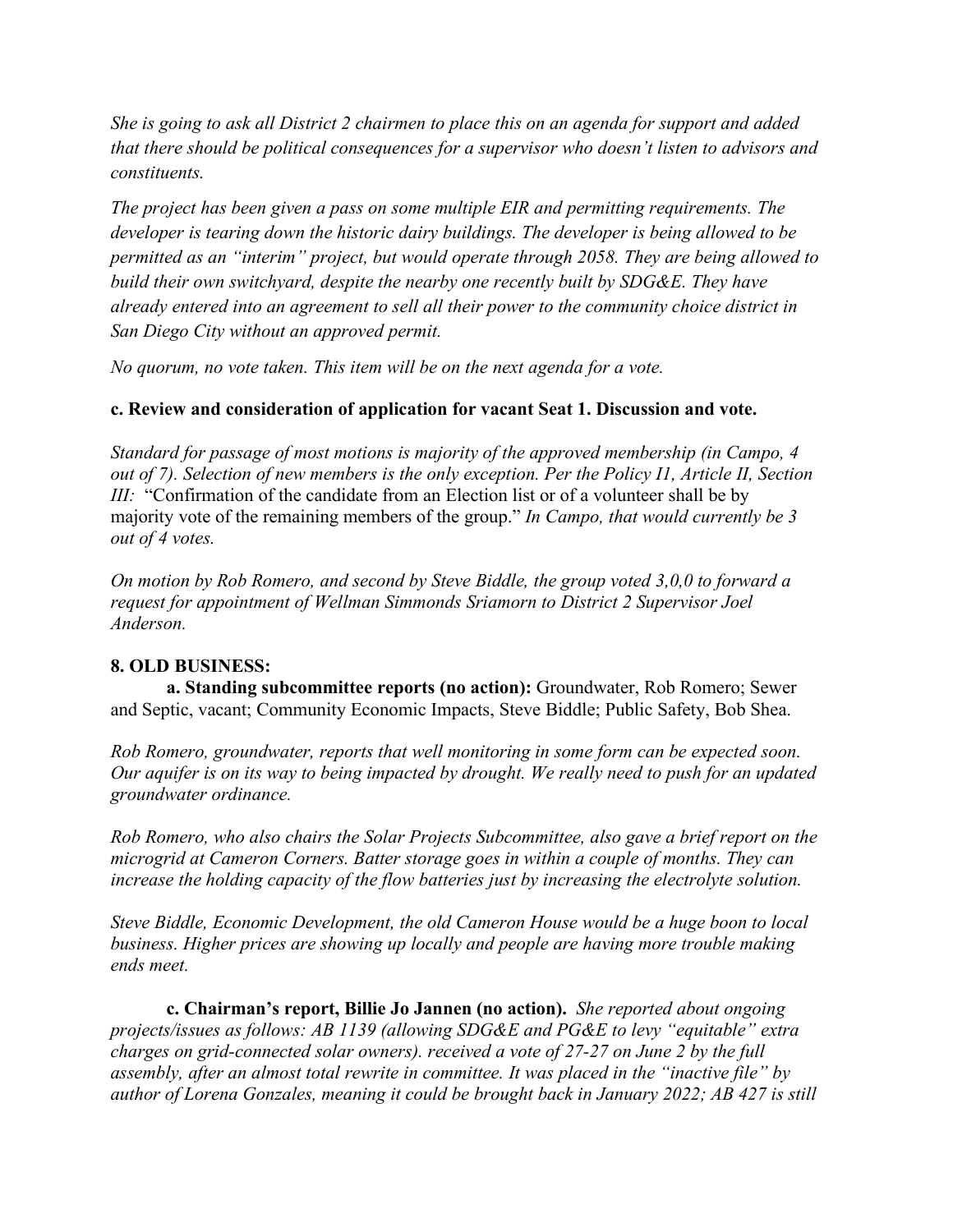*She is going to ask all District 2 chairmen to place this on an agenda for support and added that there should be political consequences for a supervisor who doesn't listen to advisors and constituents.*

*The project has been given a pass on some multiple EIR and permitting requirements. The developer is tearing down the historic dairy buildings. The developer is being allowed to be permitted as an "interim" project, but would operate through 2058. They are being allowed to build their own switchyard, despite the nearby one recently built by SDG&E. They have already entered into an agreement to sell all their power to the community choice district in San Diego City without an approved permit.*

*No quorum, no vote taken. This item will be on the next agenda for a vote.*

**c. Review and consideration of application for vacant Seat 1. Discussion and vote.**

*Standard for passage of most motions is majority of the approved membership (in Campo, 4 out of 7). Selection of new members is the only exception. Per the Policy I1, Article II, Section III:* "Confirmation of the candidate from an Election list or of a volunteer shall be by majority vote of the remaining members of the group." *In Campo, that would currently be 3 out of 4 votes.*

*On motion by Rob Romero, and second by Steve Biddle, the group voted 3,0,0 to forward a request for appointment of Wellman Simmonds Sriamorn to District 2 Supervisor Joel Anderson.*

**8. OLD BUSINESS:**

**a. Standing subcommittee reports (no action):** Groundwater, Rob Romero; Sewer and Septic, vacant; Community Economic Impacts, Steve Biddle; Public Safety, Bob Shea.

*Rob Romero, groundwater, reports that well monitoring in some form can be expected soon. Our aquifer is on its way to being impacted by drought. We really need to push for an updated groundwater ordinance.*

*Rob Romero, who also chairs the Solar Projects Subcommittee, also gave a brief report on the microgrid at Cameron Corners. Batter storage goes in within a couple of months. They can increase the holding capacity of the flow batteries just by increasing the electrolyte solution.*

*Steve Biddle, Economic Development, the old Cameron House would be a huge boon to local business. Higher prices are showing up locally and people are having more trouble making ends meet.*

**c. Chairman's report, Billie Jo Jannen (no action).** *She reported about ongoing projects/issues as follows: AB 1139 (allowing SDG&E and PG&E to levy "equitable" extra charges on grid-connected solar owners). received a vote of 27-27 on June 2 by the full assembly, after an almost total rewrite in committee. It was placed in the "inactive file" by author of Lorena Gonzales, meaning it could be brought back in January 2022; AB 427 is still*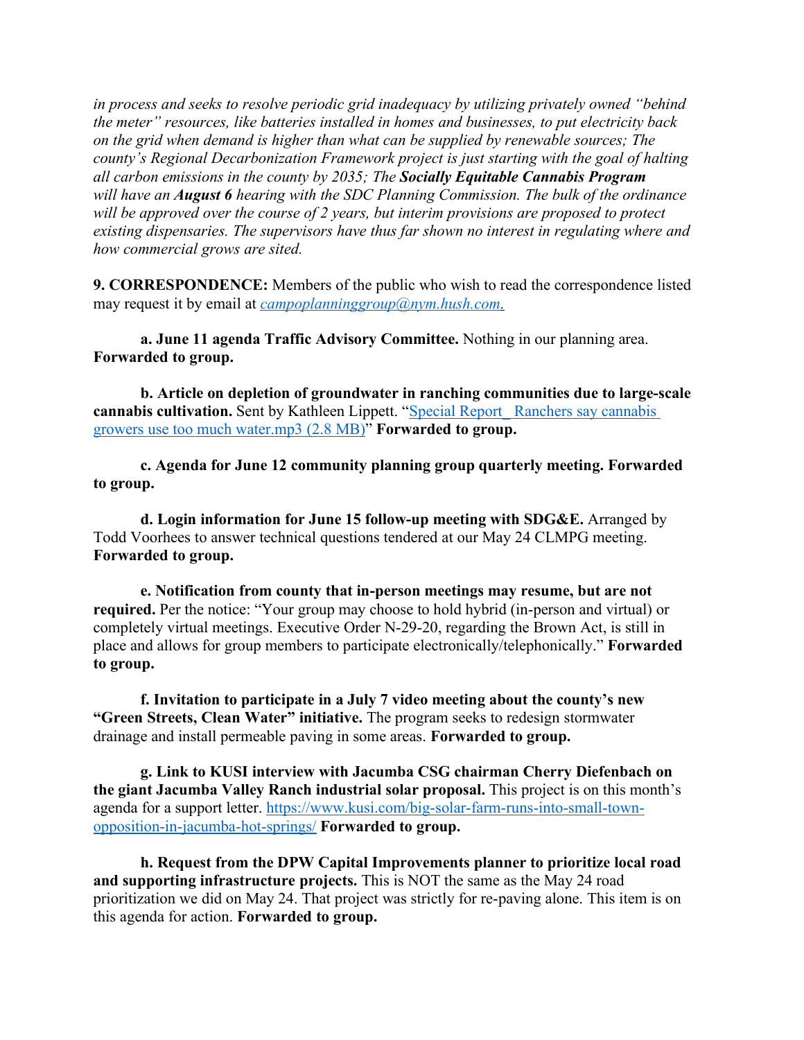*in process and seeks to resolve periodic grid inadequacy by utilizing privately owned "behind the meter" resources, like batteries installed in homes and businesses, to put electricity back on the grid when demand is higher than what can be supplied by renewable sources; The county's Regional Decarbonization Framework project is just starting with the goal of halting all carbon emissions in the county by 2035; The* ***Socially Equitable Cannabis Program*** *will have an* ***August 6*** *hearing with the SDC Planning Commission. The bulk of the ordinance will be approved over the course of 2 years, but interim provisions are proposed to protect existing dispensaries. The supervisors have thus far shown no interest in regulating where and how commercial grows are sited.*

**9. CORRESPONDENCE:** Members of the public who wish to read the correspondence listed may request it by email at *campoplanninggroup@nym.hush.com*.

**a. June 11 agenda Traffic Advisory Committee.** Nothing in our planning area. **Forwarded to group.**

**b. Article on depletion of groundwater in ranching communities due to large-scale cannabis cultivation.** Sent by Kathleen Lippett. "Special Report_ Ranchers say cannabis growers use too much water.mp3 (2.8 MB)" **Forwarded to group.**

**c. Agenda for June 12 community planning group quarterly meeting. Forwarded to group.**

**d. Login information for June 15 follow-up meeting with SDG&E.** Arranged by Todd Voorhees to answer technical questions tendered at our May 24 CLMPG meeting. **Forwarded to group.**

**e. Notification from county that in-person meetings may resume, but are not required.** Per the notice: "Your group may choose to hold hybrid (in-person and virtual) or completely virtual meetings. Executive Order N-29-20, regarding the Brown Act, is still in place and allows for group members to participate electronically/telephonically." **Forwarded to group.**

**f. Invitation to participate in a July 7 video meeting about the county's new "Green Streets, Clean Water" initiative.** The program seeks to redesign stormwater drainage and install permeable paving in some areas. **Forwarded to group.**

**g. Link to KUSI interview with Jacumba CSG chairman Cherry Diefenbach on the giant Jacumba Valley Ranch industrial solar proposal.** This project is on this month's agenda for a support letter. https://www.kusi.com/big-solar-farm-runs-into-small-town-opposition-in-jacumba-hot-springs/ **Forwarded to group.**

**h. Request from the DPW Capital Improvements planner to prioritize local road and supporting infrastructure projects.** This is NOT the same as the May 24 road prioritization we did on May 24. That project was strictly for re-paving alone. This item is on this agenda for action. **Forwarded to group.**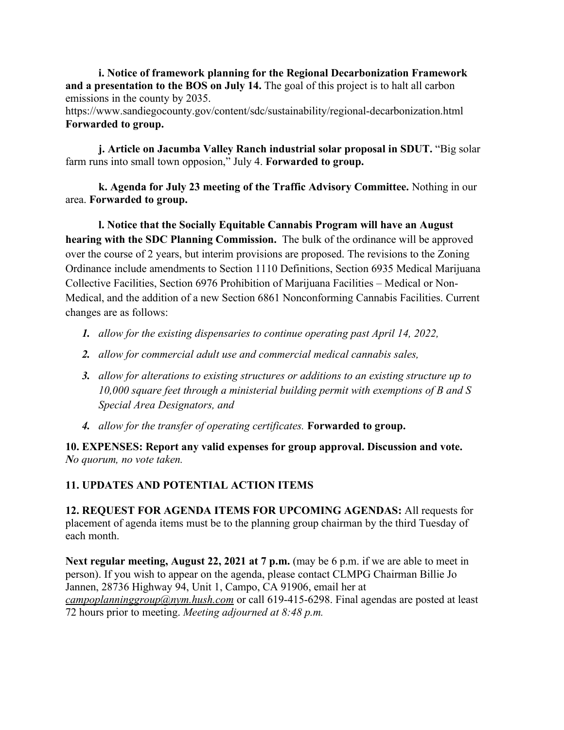**i. Notice of framework planning for the Regional Decarbonization Framework and a presentation to the BOS on July 14.** The goal of this project is to halt all carbon emissions in the county by 2035.
https://www.sandiegocounty.gov/content/sdc/sustainability/regional-decarbonization.html
**Forwarded to group.**

**j. Article on Jacumba Valley Ranch industrial solar proposal in SDUT.** "Big solar farm runs into small town opposion," July 4. **Forwarded to group.**

**k. Agenda for July 23 meeting of the Traffic Advisory Committee.** Nothing in our area. **Forwarded to group.**

**l. Notice that the Socially Equitable Cannabis Program will have an August hearing with the SDC Planning Commission.** The bulk of the ordinance will be approved over the course of 2 years, but interim provisions are proposed. The revisions to the Zoning Ordinance include amendments to Section 1110 Definitions, Section 6935 Medical Marijuana Collective Facilities, Section 6976 Prohibition of Marijuana Facilities – Medical or Non-Medical, and the addition of a new Section 6861 Nonconforming Cannabis Facilities. Current changes are as follows:

1. *allow for the existing dispensaries to continue operating past April 14, 2022,*
2. *allow for commercial adult use and commercial medical cannabis sales,*
3. *allow for alterations to existing structures or additions to an existing structure up to 10,000 square feet through a ministerial building permit with exemptions of B and S Special Area Designators, and*
4. *allow for the transfer of operating certificates.* **Forwarded to group.**

**10. EXPENSES: Report any valid expenses for group approval. Discussion and vote.** *No quorum, no vote taken.*

**11. UPDATES AND POTENTIAL ACTION ITEMS**

**12. REQUEST FOR AGENDA ITEMS FOR UPCOMING AGENDAS:** All requests for placement of agenda items must be to the planning group chairman by the third Tuesday of each month.

**Next regular meeting, August 22, 2021 at 7 p.m.** (may be 6 p.m. if we are able to meet in person). If you wish to appear on the agenda, please contact CLMPG Chairman Billie Jo Jannen, 28736 Highway 94, Unit 1, Campo, CA 91906, email her at *campoplanninggroup@nym.hush.com* or call 619-415-6298. Final agendas are posted at least 72 hours prior to meeting. *Meeting adjourned at 8:48 p.m.*